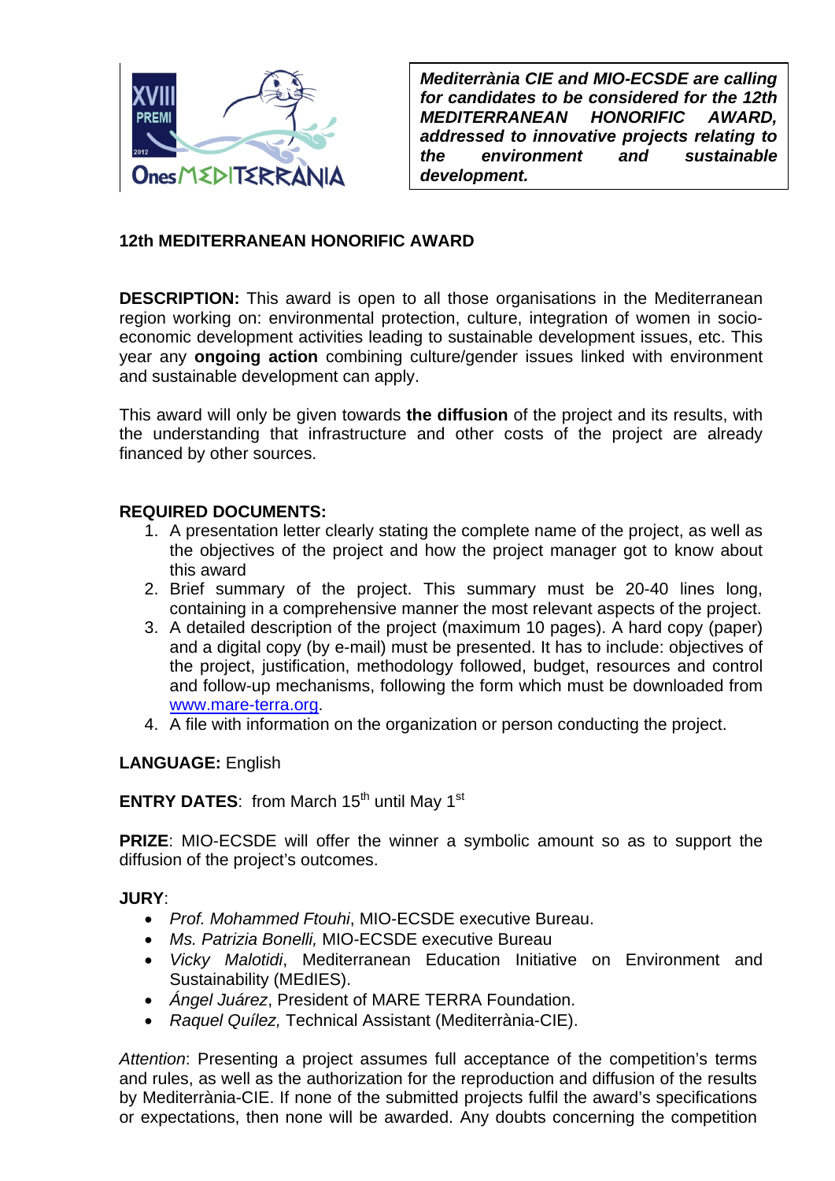*Mediterrània CIE and MIO-ECSDE are calling for candidates to be considered for the 12th MEDITERRANEAN HONORIFIC AWARD, addressed to innovative projects relating to the environment and sustainable development.*

## 12th MEDITERRANEAN HONORIFIC AWARD

**DESCRIPTION:** This award is open to all those organisations in the Mediterranean region working on: environmental protection, culture, integration of women in socio-economic development activities leading to sustainable development issues, etc. This year any **ongoing action** combining culture/gender issues linked with environment and sustainable development can apply.

This award will only be given towards **the diffusion** of the project and its results, with the understanding that infrastructure and other costs of the project are already financed by other sources.

**REQUIRED DOCUMENTS:**

1. A presentation letter clearly stating the complete name of the project, as well as the objectives of the project and how the project manager got to know about this award
2. Brief summary of the project. This summary must be 20-40 lines long, containing in a comprehensive manner the most relevant aspects of the project.
3. A detailed description of the project (maximum 10 pages). A hard copy (paper) and a digital copy (by e-mail) must be presented. It has to include: objectives of the project, justification, methodology followed, budget, resources and control and follow-up mechanisms, following the form which must be downloaded from www.mare-terra.org.
4. A file with information on the organization or person conducting the project.

**LANGUAGE:** English

**ENTRY DATES**: from March 15th until May 1st

**PRIZE**: MIO-ECSDE will offer the winner a symbolic amount so as to support the diffusion of the project's outcomes.

**JURY**:

- *Prof. Mohammed Ftouhi*, MIO-ECSDE executive Bureau.
- *Ms. Patrizia Bonelli,* MIO-ECSDE executive Bureau
- *Vicky Malotidi*, Mediterranean Education Initiative on Environment and Sustainability (MEdIES).
- *Ángel Juárez*, President of MARE TERRA Foundation.
- *Raquel Quílez,* Technical Assistant (Mediterrània-CIE).

*Attention*: Presenting a project assumes full acceptance of the competition's terms and rules, as well as the authorization for the reproduction and diffusion of the results by Mediterrània-CIE. If none of the submitted projects fulfil the award's specifications or expectations, then none will be awarded. Any doubts concerning the competition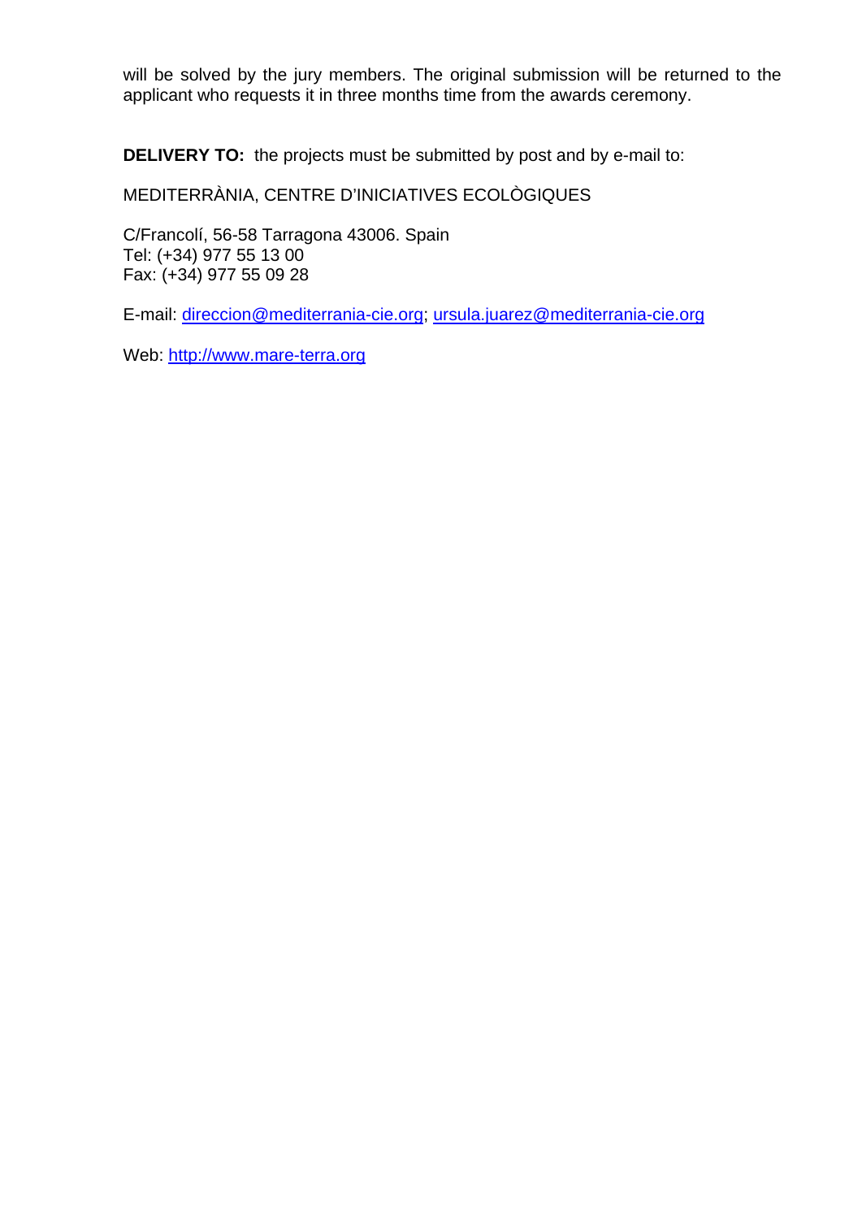will be solved by the jury members. The original submission will be returned to the applicant who requests it in three months time from the awards ceremony.

**DELIVERY TO:** the projects must be submitted by post and by e-mail to:

MEDITERRÀNIA, CENTRE D'INICIATIVES ECOLÒGIQUES

C/Francolí, 56-58 Tarragona 43006. Spain
Tel: (+34) 977 55 13 00
Fax: (+34) 977 55 09 28

E-mail: direccion@mediterrania-cie.org; ursula.juarez@mediterrania-cie.org

Web: http://www.mare-terra.org